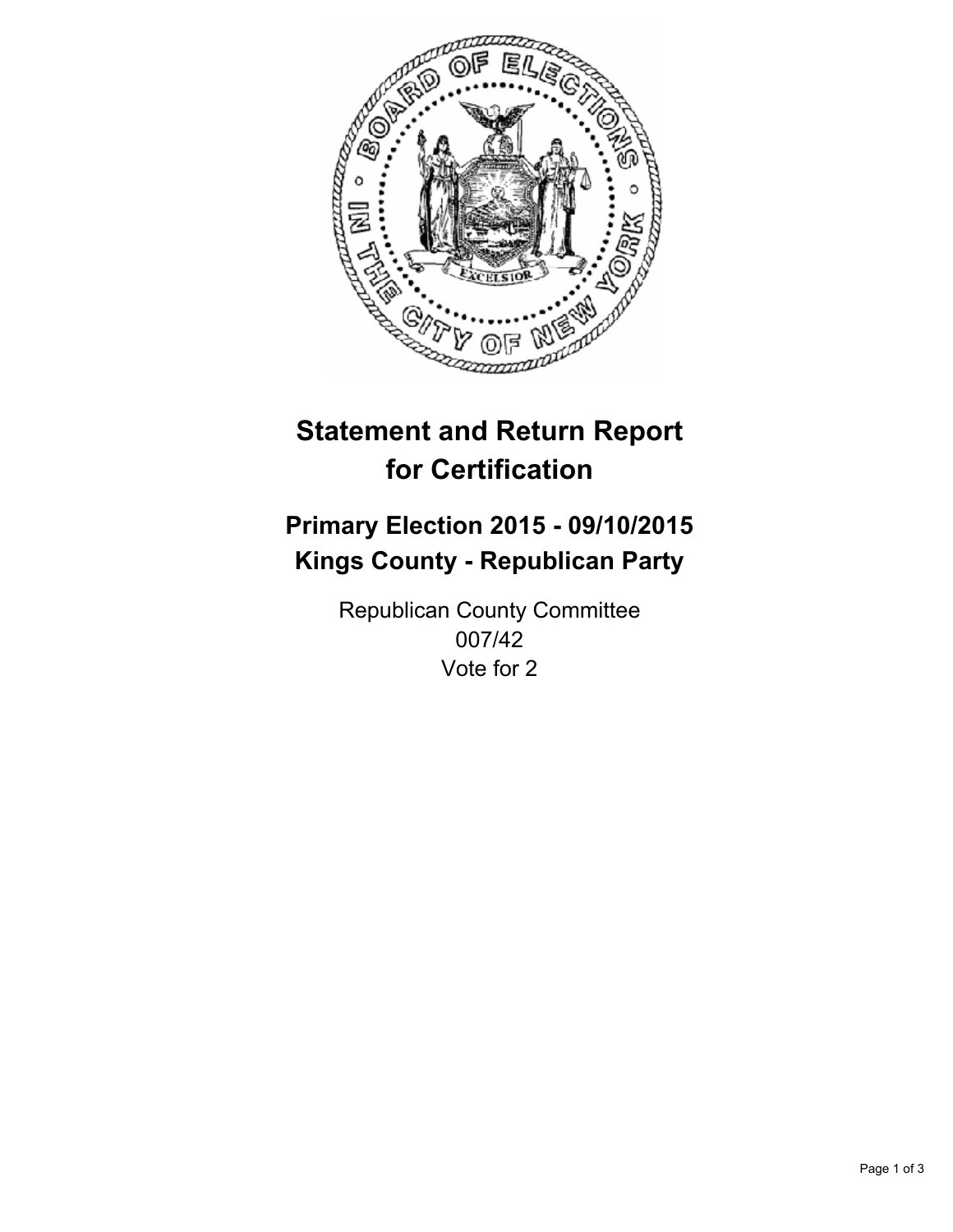# Statement and Return Report for Certification

## Primary Election 2015 - 09/10/2015
## Kings County - Republican Party

Republican County Committee
007/42
Vote for 2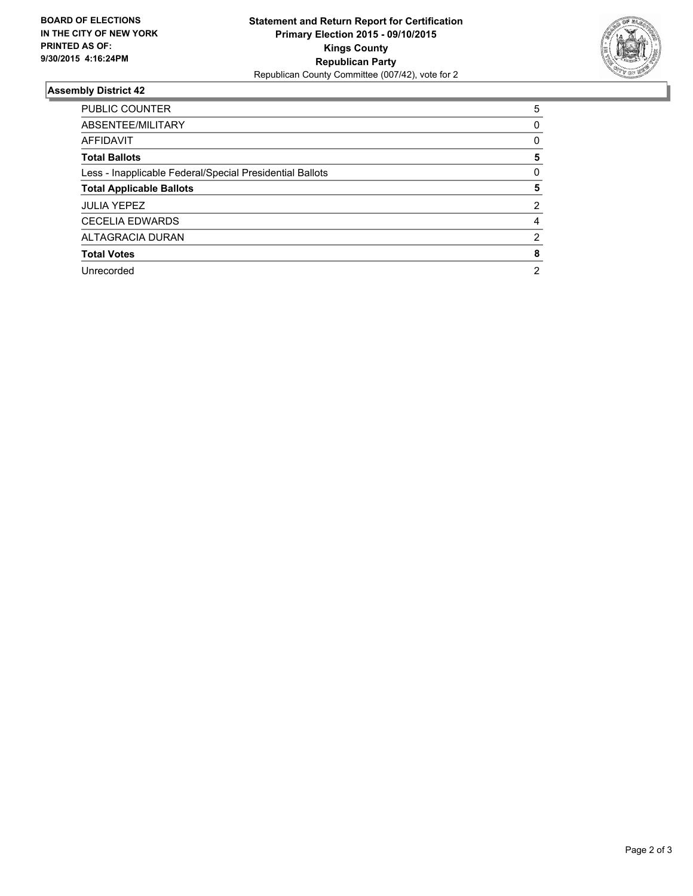**BOARD OF ELECTIONS IN THE CITY OF NEW YORK PRINTED AS OF: 9/30/2015 4:16:24PM**

**Statement and Return Report for Certification**
**Primary Election 2015 - 09/10/2015**
**Kings County**
**Republican Party**
Republican County Committee (007/42), vote for 2

## Assembly District 42

| | |
|---|---|
| PUBLIC COUNTER | 5 |
| ABSENTEE/MILITARY | 0 |
| AFFIDAVIT | 0 |
| **Total Ballots** | **5** |
| Less - Inapplicable Federal/Special Presidential Ballots | 0 |
| **Total Applicable Ballots** | **5** |
| JULIA YEPEZ | 2 |
| CECELIA EDWARDS | 4 |
| ALTAGRACIA DURAN | 2 |
| **Total Votes** | **8** |
| Unrecorded | 2 |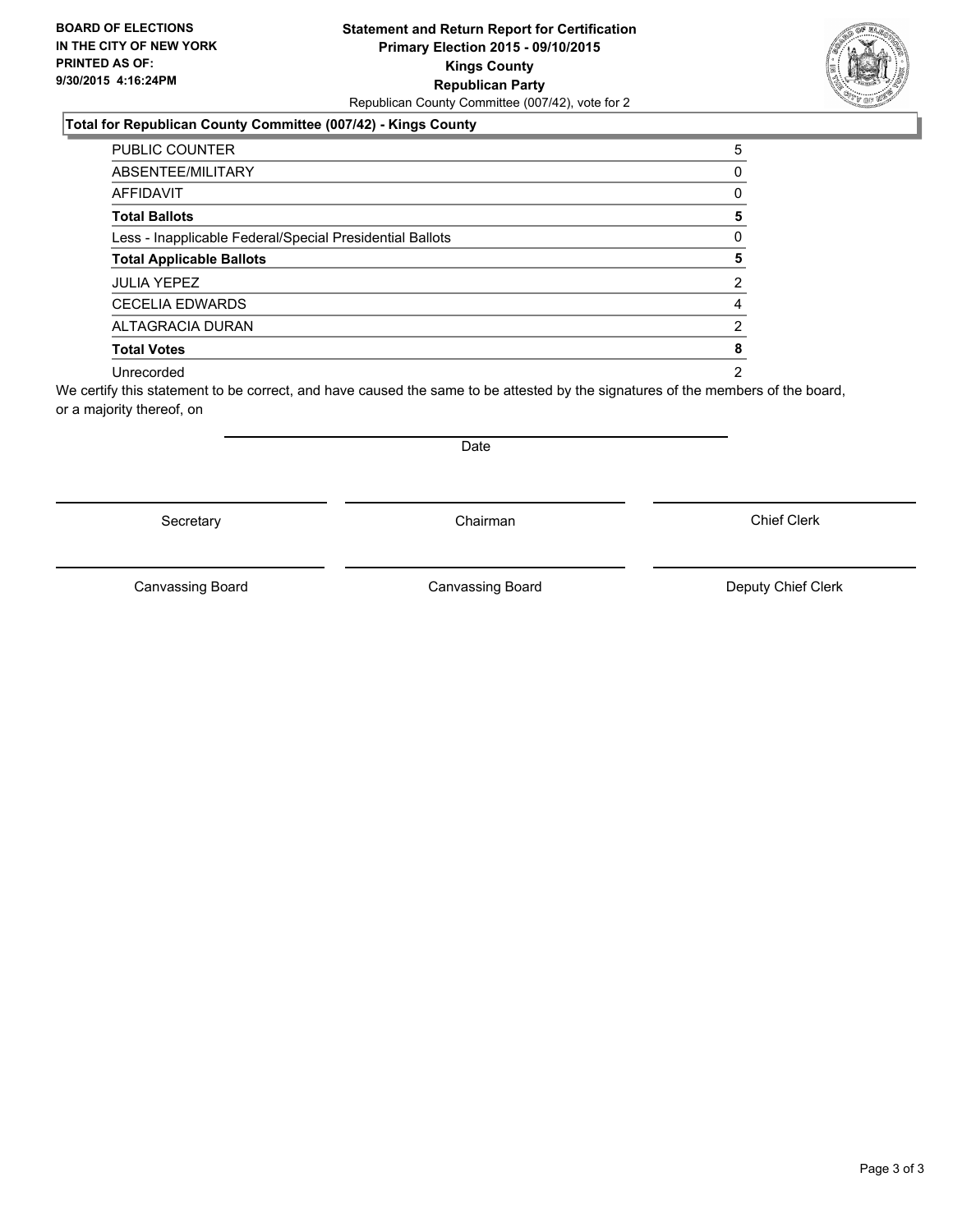**BOARD OF ELECTIONS IN THE CITY OF NEW YORK PRINTED AS OF: 9/30/2015 4:16:24PM**

**Statement and Return Report for Certification**
**Primary Election 2015 - 09/10/2015**
**Kings County**
**Republican Party**
Republican County Committee (007/42), vote for 2

**Total for Republican County Committee (007/42) - Kings County**

| | |
|---|---|
| PUBLIC COUNTER | 5 |
| ABSENTEE/MILITARY | 0 |
| AFFIDAVIT | 0 |
| **Total Ballots** | **5** |
| Less - Inapplicable Federal/Special Presidential Ballots | 0 |
| **Total Applicable Ballots** | **5** |
| JULIA YEPEZ | 2 |
| CECELIA EDWARDS | 4 |
| ALTAGRACIA DURAN | 2 |
| **Total Votes** | **8** |
| Unrecorded | 2 |

We certify this statement to be correct, and have caused the same to be attested by the signatures of the members of the board, or a majority thereof, on

Date

Secretary

Chairman

Chief Clerk

Canvassing Board

Canvassing Board

Deputy Chief Clerk